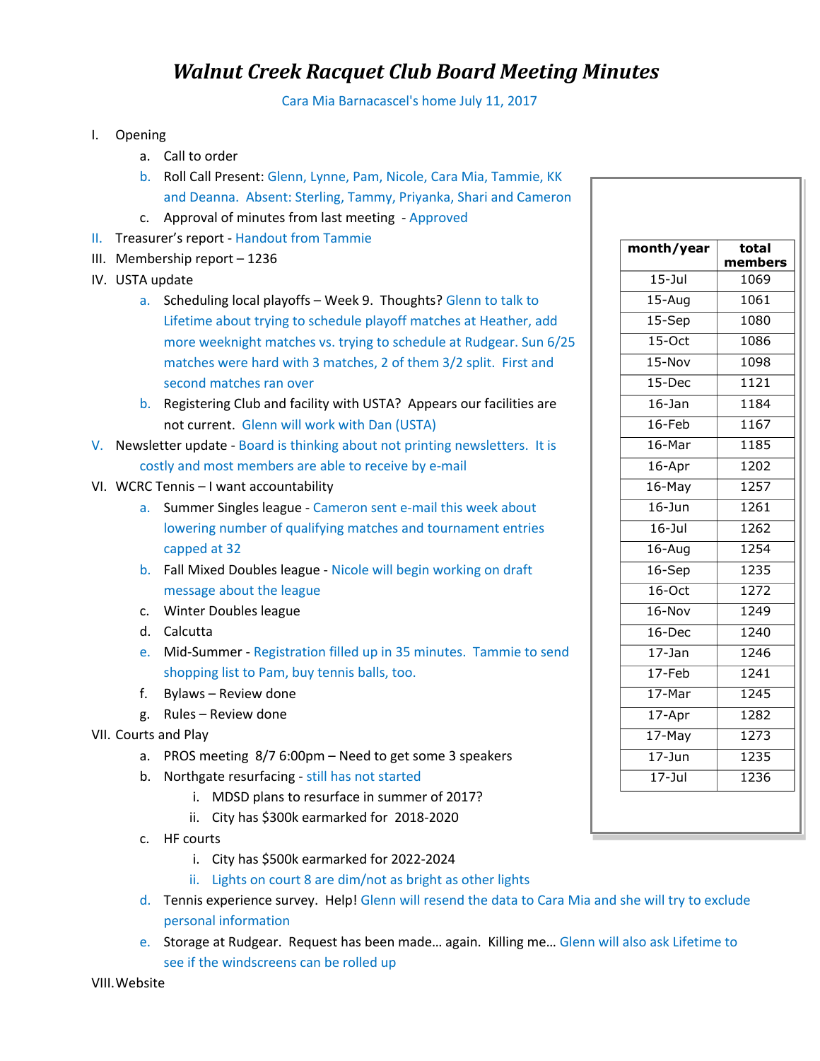# *Walnut Creek Racquet Club Board Meeting Minutes*

Cara Mia Barnacascel's home July 11, 2017

I. Opening
   a. Call to order
   b. Roll Call Present: Glenn, Lynne, Pam, Nicole, Cara Mia, Tammie, KK and Deanna. Absent: Sterling, Tammy, Priyanka, Shari and Cameron
   c. Approval of minutes from last meeting - Approved

II. Treasurer's report - Handout from Tammie

III. Membership report – 1236

IV. USTA update
   a. Scheduling local playoffs – Week 9. Thoughts? Glenn to talk to Lifetime about trying to schedule playoff matches at Heather, add more weeknight matches vs. trying to schedule at Rudgear. Sun 6/25 matches were hard with 3 matches, 2 of them 3/2 split. First and second matches ran over
   b. Registering Club and facility with USTA? Appears our facilities are not current. Glenn will work with Dan (USTA)

V. Newsletter update - Board is thinking about not printing newsletters. It is costly and most members are able to receive by e-mail

VI. WCRC Tennis – I want accountability
   a. Summer Singles league - Cameron sent e-mail this week about lowering number of qualifying matches and tournament entries capped at 32
   b. Fall Mixed Doubles league - Nicole will begin working on draft message about the league
   c. Winter Doubles league
   d. Calcutta
   e. Mid-Summer - Registration filled up in 35 minutes. Tammie to send shopping list to Pam, buy tennis balls, too.
   f. Bylaws – Review done
   g. Rules – Review done

VII. Courts and Play
   a. PROS meeting 8/7 6:00pm – Need to get some 3 speakers
   b. Northgate resurfacing - still has not started
      i. MDSD plans to resurface in summer of 2017?
      ii. City has $300k earmarked for 2018-2020
   c. HF courts
      i. City has $500k earmarked for 2022-2024
      ii. Lights on court 8 are dim/not as bright as other lights
   d. Tennis experience survey. Help! Glenn will resend the data to Cara Mia and she will try to exclude personal information
   e. Storage at Rudgear. Request has been made… again. Killing me… Glenn will also ask Lifetime to see if the windscreens can be rolled up

VIII. Website

| month/year | total members |
|---|---|
| 15-Jul | 1069 |
| 15-Aug | 1061 |
| 15-Sep | 1080 |
| 15-Oct | 1086 |
| 15-Nov | 1098 |
| 15-Dec | 1121 |
| 16-Jan | 1184 |
| 16-Feb | 1167 |
| 16-Mar | 1185 |
| 16-Apr | 1202 |
| 16-May | 1257 |
| 16-Jun | 1261 |
| 16-Jul | 1262 |
| 16-Aug | 1254 |
| 16-Sep | 1235 |
| 16-Oct | 1272 |
| 16-Nov | 1249 |
| 16-Dec | 1240 |
| 17-Jan | 1246 |
| 17-Feb | 1241 |
| 17-Mar | 1245 |
| 17-Apr | 1282 |
| 17-May | 1273 |
| 17-Jun | 1235 |
| 17-Jul | 1236 |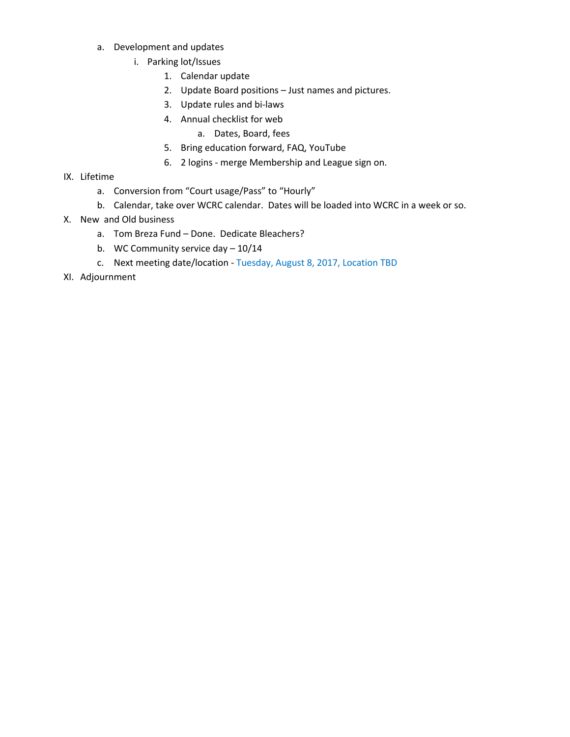a. Development and updates
    i. Parking lot/Issues
        1. Calendar update
        2. Update Board positions – Just names and pictures.
        3. Update rules and bi-laws
        4. Annual checklist for web
            a. Dates, Board, fees
        5. Bring education forward, FAQ, YouTube
        6. 2 logins - merge Membership and League sign on.

IX. Lifetime
    a. Conversion from "Court usage/Pass" to "Hourly"
    b. Calendar, take over WCRC calendar. Dates will be loaded into WCRC in a week or so.

X. New and Old business
    a. Tom Breza Fund – Done. Dedicate Bleachers?
    b. WC Community service day – 10/14
    c. Next meeting date/location - Tuesday, August 8, 2017, Location TBD

XI. Adjournment